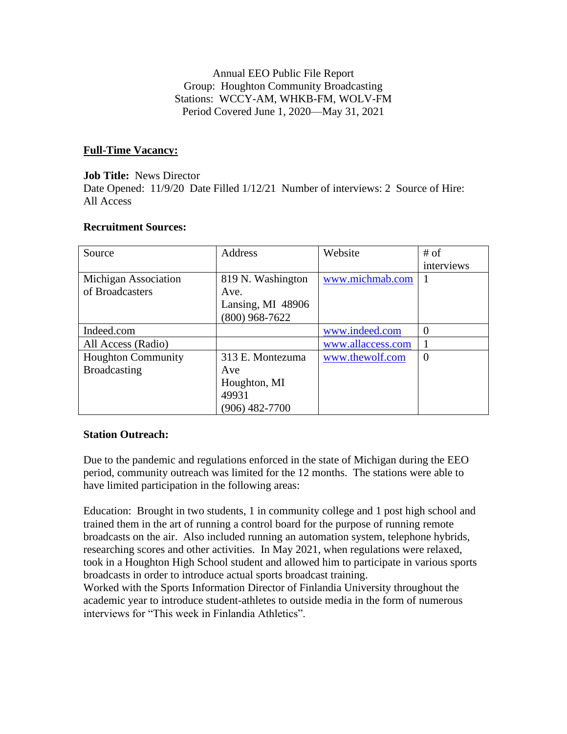Annual EEO Public File Report
Group: Houghton Community Broadcasting
Stations: WCCY-AM, WHKB-FM, WOLV-FM
Period Covered June 1, 2020—May 31, 2021

**Full-Time Vacancy:**

**Job Title:** News Director
Date Opened: 11/9/20 Date Filled 1/12/21 Number of interviews: 2 Source of Hire: All Access

**Recruitment Sources:**

| Source | Address | Website | # of interviews |
|---|---|---|---|
| Michigan Association of Broadcasters | 819 N. Washington Ave. Lansing, MI 48906 (800) 968-7622 | www.michmab.com | 1 |
| Indeed.com | | www.indeed.com | 0 |
| All Access (Radio) | | www.allaccess.com | 1 |
| Houghton Community Broadcasting | 313 E. Montezuma Ave Houghton, MI 49931 (906) 482-7700 | www.thewolf.com | 0 |

**Station Outreach:**

Due to the pandemic and regulations enforced in the state of Michigan during the EEO period, community outreach was limited for the 12 months. The stations were able to have limited participation in the following areas:

Education: Brought in two students, 1 in community college and 1 post high school and trained them in the art of running a control board for the purpose of running remote broadcasts on the air. Also included running an automation system, telephone hybrids, researching scores and other activities. In May 2021, when regulations were relaxed, took in a Houghton High School student and allowed him to participate in various sports broadcasts in order to introduce actual sports broadcast training.
Worked with the Sports Information Director of Finlandia University throughout the academic year to introduce student-athletes to outside media in the form of numerous interviews for "This week in Finlandia Athletics".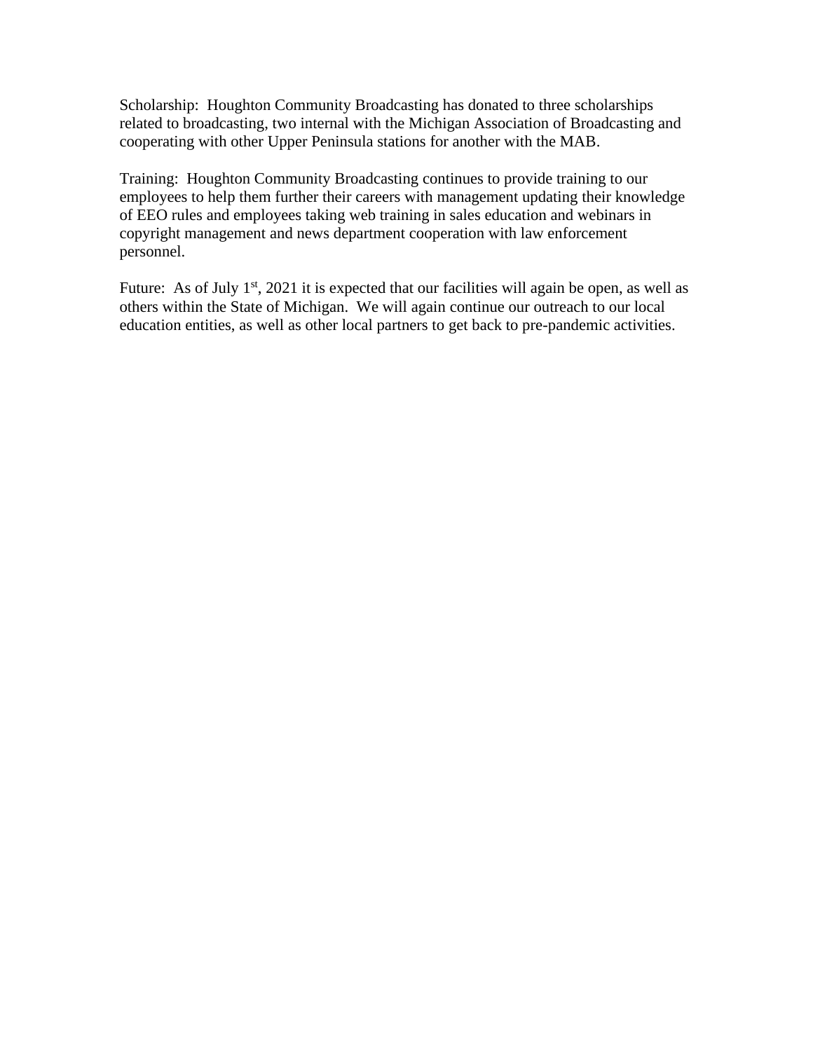Scholarship: Houghton Community Broadcasting has donated to three scholarships related to broadcasting, two internal with the Michigan Association of Broadcasting and cooperating with other Upper Peninsula stations for another with the MAB.

Training: Houghton Community Broadcasting continues to provide training to our employees to help them further their careers with management updating their knowledge of EEO rules and employees taking web training in sales education and webinars in copyright management and news department cooperation with law enforcement personnel.

Future: As of July 1st, 2021 it is expected that our facilities will again be open, as well as others within the State of Michigan. We will again continue our outreach to our local education entities, as well as other local partners to get back to pre-pandemic activities.